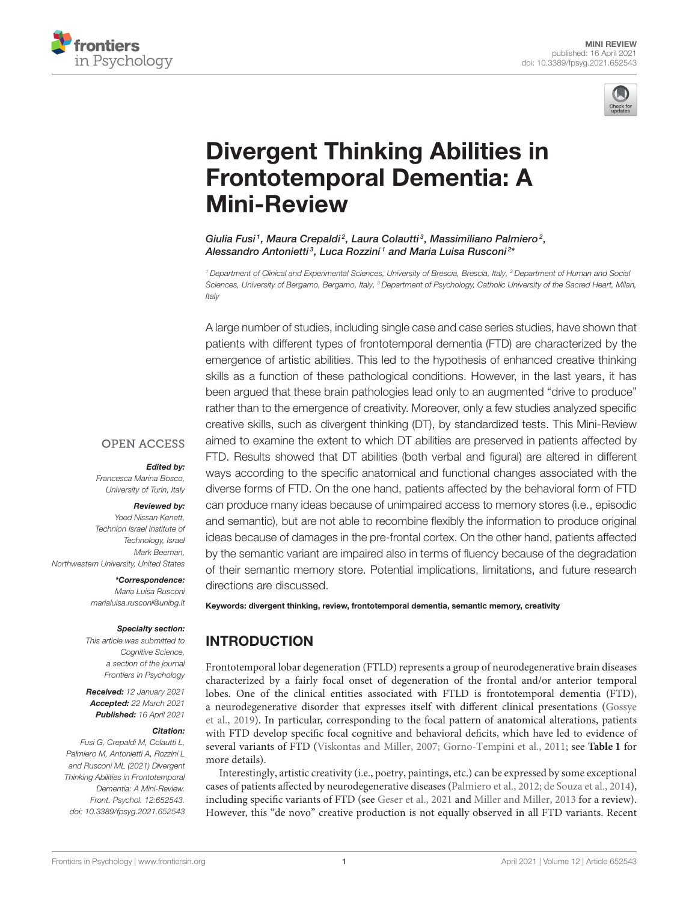MINI REVIEW
published: 16 April 2021
doi: 10.3389/fpsyg.2021.652543

# Divergent Thinking Abilities in Frontotemporal Dementia: A Mini-Review

*Giulia Fusi[1], Maura Crepaldi[2], Laura Colautti[3], Massimiliano Palmiero[2], Alessandro Antonietti[3], Luca Rozzini[1] and Maria Luisa Rusconi[2]**

[1] Department of Clinical and Experimental Sciences, University of Brescia, Brescia, Italy, [2] Department of Human and Social Sciences, University of Bergamo, Bergamo, Italy, [3] Department of Psychology, Catholic University of the Sacred Heart, Milan, Italy

OPEN ACCESS

***Edited by:***
*Francesca Marina Bosco, University of Turin, Italy*

***Reviewed by:***
*Yoed Nissan Kenett, Technion Israel Institute of Technology, Israel*
*Mark Beeman, Northwestern University, United States*

****Correspondence:***
*Maria Luisa Rusconi*
*marialuisa.rusconi@unibg.it*

***Specialty section:***
*This article was submitted to Cognitive Science, a section of the journal Frontiers in Psychology*

***Received:*** *12 January 2021*
***Accepted:*** *22 March 2021*
***Published:*** *16 April 2021*

***Citation:***
*Fusi G, Crepaldi M, Colautti L, Palmiero M, Antonietti A, Rozzini L and Rusconi ML (2021) Divergent Thinking Abilities in Frontotemporal Dementia: A Mini-Review. Front. Psychol. 12:652543. doi: 10.3389/fpsyg.2021.652543*

A large number of studies, including single case and case series studies, have shown that patients with different types of frontotemporal dementia (FTD) are characterized by the emergence of artistic abilities. This led to the hypothesis of enhanced creative thinking skills as a function of these pathological conditions. However, in the last years, it has been argued that these brain pathologies lead only to an augmented "drive to produce" rather than to the emergence of creativity. Moreover, only a few studies analyzed specific creative skills, such as divergent thinking (DT), by standardized tests. This Mini-Review aimed to examine the extent to which DT abilities are preserved in patients affected by FTD. Results showed that DT abilities (both verbal and figural) are altered in different ways according to the specific anatomical and functional changes associated with the diverse forms of FTD. On the one hand, patients affected by the behavioral form of FTD can produce many ideas because of unimpaired access to memory stores (i.e., episodic and semantic), but are not able to recombine flexibly the information to produce original ideas because of damages in the pre-frontal cortex. On the other hand, patients affected by the semantic variant are impaired also in terms of fluency because of the degradation of their semantic memory store. Potential implications, limitations, and future research directions are discussed.

**Keywords: divergent thinking, review, frontotemporal dementia, semantic memory, creativity**

## INTRODUCTION

Frontotemporal lobar degeneration (FTLD) represents a group of neurodegenerative brain diseases characterized by a fairly focal onset of degeneration of the frontal and/or anterior temporal lobes. One of the clinical entities associated with FTLD is frontotemporal dementia (FTD), a neurodegenerative disorder that expresses itself with different clinical presentations (Gossye et al., 2019). In particular, corresponding to the focal pattern of anatomical alterations, patients with FTD develop specific focal cognitive and behavioral deficits, which have led to evidence of several variants of FTD (Viskontas and Miller, 2007; Gorno-Tempini et al., 2011; see **Table 1** for more details).

Interestingly, artistic creativity (i.e., poetry, paintings, etc.) can be expressed by some exceptional cases of patients affected by neurodegenerative diseases (Palmiero et al., 2012; de Souza et al., 2014), including specific variants of FTD (see Geser et al., 2021 and Miller and Miller, 2013 for a review). However, this "de novo" creative production is not equally observed in all FTD variants. Recent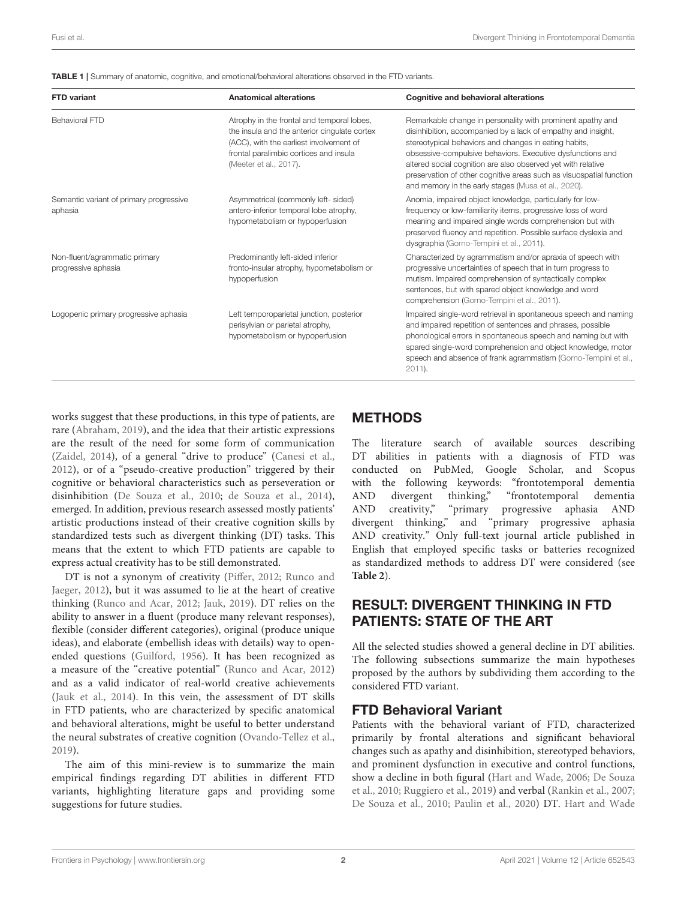**TABLE 1 |** Summary of anatomic, cognitive, and emotional/behavioral alterations observed in the FTD variants.

| FTD variant | Anatomical alterations | Cognitive and behavioral alterations |
|---|---|---|
| Behavioral FTD | Atrophy in the frontal and temporal lobes, the insula and the anterior cingulate cortex (ACC), with the earliest involvement of frontal paralimbic cortices and insula (Meeter et al., 2017). | Remarkable change in personality with prominent apathy and disinhibition, accompanied by a lack of empathy and insight, stereotypical behaviors and changes in eating habits, obsessive-compulsive behaviors. Executive dysfunctions and altered social cognition are also observed yet with relative preservation of other cognitive areas such as visuospatial function and memory in the early stages (Musa et al., 2020). |
| Semantic variant of primary progressive aphasia | Asymmetrical (commonly left- sided) antero-inferior temporal lobe atrophy, hypometabolism or hypoperfusion | Anomia, impaired object knowledge, particularly for low-frequency or low-familiarity items, progressive loss of word meaning and impaired single words comprehension but with preserved fluency and repetition. Possible surface dyslexia and dysgraphia (Gorno-Tempini et al., 2011). |
| Non-fluent/agrammatic primary progressive aphasia | Predominantly left-sided inferior fronto-insular atrophy, hypometabolism or hypoperfusion | Characterized by agrammatism and/or apraxia of speech with progressive uncertainties of speech that in turn progress to mutism. Impaired comprehension of syntactically complex sentences, but with spared object knowledge and word comprehension (Gorno-Tempini et al., 2011). |
| Logopenic primary progressive aphasia | Left temporoparietal junction, posterior perisylvian or parietal atrophy, hypometabolism or hypoperfusion | Impaired single-word retrieval in spontaneous speech and naming and impaired repetition of sentences and phrases, possible phonological errors in spontaneous speech and naming but with spared single-word comprehension and object knowledge, motor speech and absence of frank agrammatism (Gorno-Tempini et al., 2011). |

works suggest that these productions, in this type of patients, are rare (Abraham, 2019), and the idea that their artistic expressions are the result of the need for some form of communication (Zaidel, 2014), of a general "drive to produce" (Canesi et al., 2012), or of a "pseudo-creative production" triggered by their cognitive or behavioral characteristics such as perseveration or disinhibition (De Souza et al., 2010; de Souza et al., 2014), emerged. In addition, previous research assessed mostly patients' artistic productions instead of their creative cognition skills by standardized tests such as divergent thinking (DT) tasks. This means that the extent to which FTD patients are capable to express actual creativity has to be still demonstrated.

DT is not a synonym of creativity (Piffer, 2012; Runco and Jaeger, 2012), but it was assumed to lie at the heart of creative thinking (Runco and Acar, 2012; Jauk, 2019). DT relies on the ability to answer in a fluent (produce many relevant responses), flexible (consider different categories), original (produce unique ideas), and elaborate (embellish ideas with details) way to open-ended questions (Guilford, 1956). It has been recognized as a measure of the "creative potential" (Runco and Acar, 2012) and as a valid indicator of real-world creative achievements (Jauk et al., 2014). In this vein, the assessment of DT skills in FTD patients, who are characterized by specific anatomical and behavioral alterations, might be useful to better understand the neural substrates of creative cognition (Ovando-Tellez et al., 2019).

The aim of this mini-review is to summarize the main empirical findings regarding DT abilities in different FTD variants, highlighting literature gaps and providing some suggestions for future studies.

## METHODS

The literature search of available sources describing DT abilities in patients with a diagnosis of FTD was conducted on PubMed, Google Scholar, and Scopus with the following keywords: "frontotemporal dementia AND divergent thinking," "frontotemporal dementia AND creativity," "primary progressive aphasia AND divergent thinking," and "primary progressive aphasia AND creativity." Only full-text journal article published in English that employed specific tasks or batteries recognized as standardized methods to address DT were considered (see **Table 2**).

## RESULT: DIVERGENT THINKING IN FTD PATIENTS: STATE OF THE ART

All the selected studies showed a general decline in DT abilities. The following subsections summarize the main hypotheses proposed by the authors by subdividing them according to the considered FTD variant.

### FTD Behavioral Variant

Patients with the behavioral variant of FTD, characterized primarily by frontal alterations and significant behavioral changes such as apathy and disinhibition, stereotyped behaviors, and prominent dysfunction in executive and control functions, show a decline in both figural (Hart and Wade, 2006; De Souza et al., 2010; Ruggiero et al., 2019) and verbal (Rankin et al., 2007; De Souza et al., 2010; Paulin et al., 2020) DT. Hart and Wade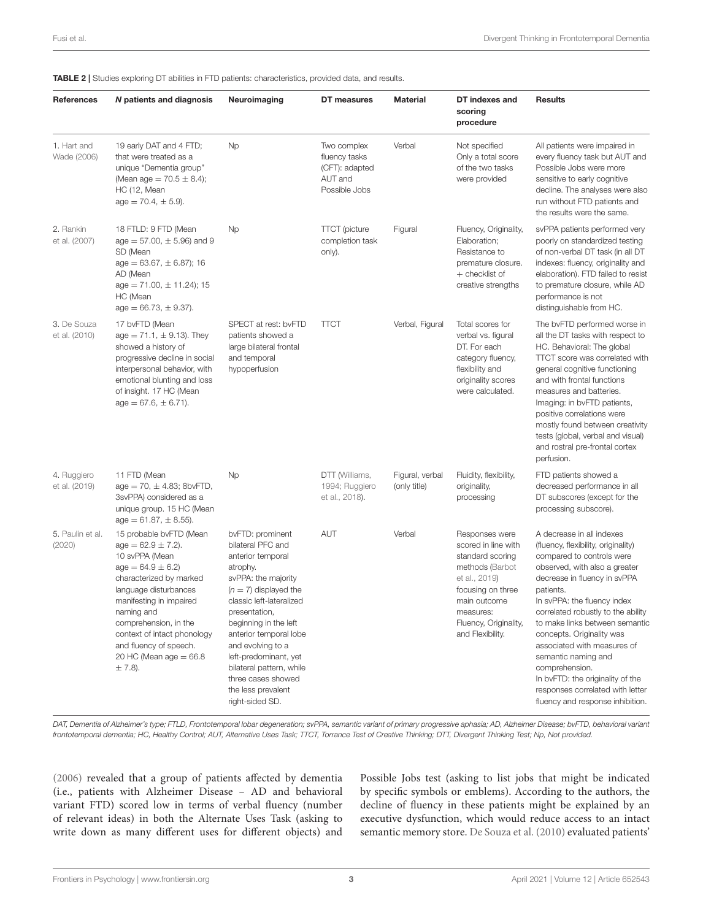**TABLE 2 |** Studies exploring DT abilities in FTD patients: characteristics, provided data, and results.

| References | *N* patients and diagnosis | Neuroimaging | DT measures | Material | DT indexes and scoring procedure | Results |
|---|---|---|---|---|---|---|
| 1. Hart and Wade (2006) | 19 early DAT and 4 FTD; that were treated as a unique "Dementia group" (Mean age = 70.5 ± 8.4); HC (12, Mean age = 70.4, ± 5.9). | Np | Two complex fluency tasks (CFT): adapted AUT and Possible Jobs | Verbal | Not specified Only a total score of the two tasks were provided | All patients were impaired in every fluency task but AUT and Possible Jobs were more sensitive to early cognitive decline. The analyses were also run without FTD patients and the results were the same. |
| 2. Rankin et al. (2007) | 18 FTLD: 9 FTD (Mean age = 57.00, ± 5.96) and 9 SD (Mean age = 63.67, ± 6.87); 16 AD (Mean age = 71.00, ± 11.24); 15 HC (Mean age = 66.73, ± 9.37). | Np | TTCT (picture completion task only). | Figural | Fluency, Originality, Elaboration; Resistance to premature closure. + checklist of creative strengths | svPPA patients performed very poorly on standardized testing of non-verbal DT task (in all DT indexes: fluency, originality and elaboration). FTD failed to resist to premature closure, while AD performance is not distinguishable from HC. |
| 3. De Souza et al. (2010) | 17 bvFTD (Mean age = 71.1, ± 9.13). They showed a history of progressive decline in social interpersonal behavior, with emotional blunting and loss of insight. 17 HC (Mean age = 67.6, ± 6.71). | SPECT at rest: bvFTD patients showed a large bilateral frontal and temporal hypoperfusion | TTCT | Verbal, Figural | Total scores for verbal vs. figural DT. For each category fluency, flexibility and originality scores were calculated. | The bvFTD performed worse in all the DT tasks with respect to HC. Behavioral: The global TTCT score was correlated with general cognitive functioning and with frontal functions measures and batteries. Imaging: in bvFTD patients, positive correlations were mostly found between creativity tests (global, verbal and visual) and rostral pre-frontal cortex perfusion. |
| 4. Ruggiero et al. (2019) | 11 FTD (Mean age = 70, ± 4.83; 8bvFTD, 3svPPA) considered as a unique group. 15 HC (Mean age = 61.87, ± 8.55). | Np | DTT (Williams, 1994; Ruggiero et al., 2018). | Figural, verbal (only title) | Fluidity, flexibility, originality, processing | FTD patients showed a decreased performance in all DT subscore (except for the processing subscore). |
| 5. Paulin et al. (2020) | 15 probable bvFTD (Mean age = 62.9 ± 7.2). 10 svPPA (Mean age = 64.9 ± 6.2) characterized by marked language disturbances manifesting in impaired naming and comprehension, in the context of intact phonology and fluency of speech. 20 HC (Mean age = 66.8 ± 7.8). | bvFTD: prominent bilateral PFC and anterior temporal atrophy. svPPA: the majority ($n = 7$) displayed the classic left-lateralized presentation, beginning in the left anterior temporal lobe and evolving to a left-predominant, yet bilateral pattern, while three cases showed the less prevalent right-sided SD. | AUT | Verbal | Responses were scored in line with standard scoring methods (Barbot et al., 2019) focusing on three main outcome measures: Fluency, Originality, and Flexibility. | A decrease in all indexes (fluency, flexibility, originality) compared to controls were observed, with also a greater decrease in fluency in svPPA patients. In svPPA: the fluency index correlated robustly to the ability to make links between semantic concepts. Originality was associated with measures of semantic naming and comprehension. In bvFTD: the originality of the responses correlated with letter fluency and response inhibition. |

*DAT, Dementia of Alzheimer's type; FTLD, Frontotemporal lobar degeneration; svPPA, semantic variant of primary progressive aphasia; AD, Alzheimer Disease; bvFTD, behavioral variant frontotemporal dementia; HC, Healthy Control; AUT, Alternative Uses Task; TTCT, Torrance Test of Creative Thinking; DTT, Divergent Thinking Test; Np, Not provided.*

(2006) revealed that a group of patients affected by dementia (i.e., patients with Alzheimer Disease – AD and behavioral variant FTD) scored low in terms of verbal fluency (number of relevant ideas) in both the Alternate Uses Task (asking to write down as many different uses for different objects) and Possible Jobs test (asking to list jobs that might be indicated by specific symbols or emblems). According to the authors, the decline of fluency in these patients might be explained by an executive dysfunction, which would reduce access to an intact semantic memory store. De Souza et al. (2010) evaluated patients'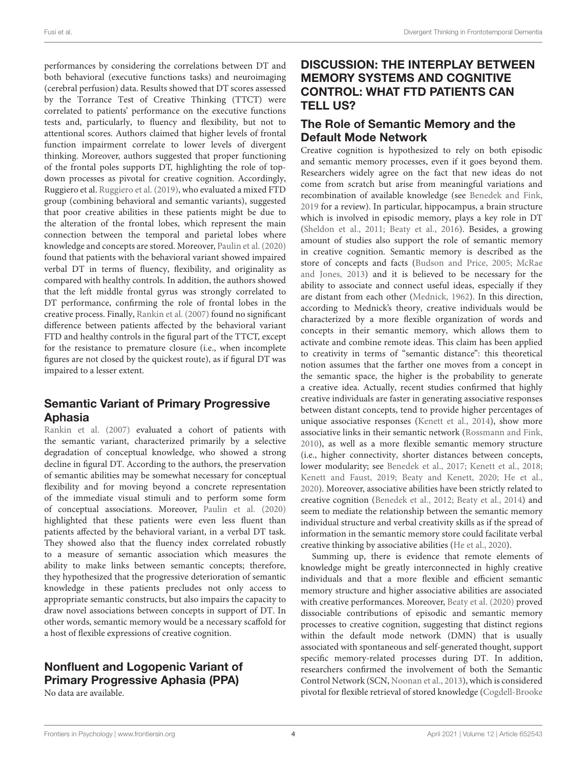performances by considering the correlations between DT and both behavioral (executive functions tasks) and neuroimaging (cerebral perfusion) data. Results showed that DT scores assessed by the Torrance Test of Creative Thinking (TTCT) were correlated to patients' performance on the executive functions tests and, particularly, to fluency and flexibility, but not to attentional scores. Authors claimed that higher levels of frontal function impairment correlate to lower levels of divergent thinking. Moreover, authors suggested that proper functioning of the frontal poles supports DT, highlighting the role of top-down processes as pivotal for creative cognition. Accordingly, Ruggiero et al. Ruggiero et al. (2019), who evaluated a mixed FTD group (combining behavioral and semantic variants), suggested that poor creative abilities in these patients might be due to the alteration of the frontal lobes, which represent the main connection between the temporal and parietal lobes where knowledge and concepts are stored. Moreover, Paulin et al. (2020) found that patients with the behavioral variant showed impaired verbal DT in terms of fluency, flexibility, and originality as compared with healthy controls. In addition, the authors showed that the left middle frontal gyrus was strongly correlated to DT performance, confirming the role of frontal lobes in the creative process. Finally, Rankin et al. (2007) found no significant difference between patients affected by the behavioral variant FTD and healthy controls in the figural part of the TTCT, except for the resistance to premature closure (i.e., when incomplete figures are not closed by the quickest route), as if figural DT was impaired to a lesser extent.

## Semantic Variant of Primary Progressive Aphasia

Rankin et al. (2007) evaluated a cohort of patients with the semantic variant, characterized primarily by a selective degradation of conceptual knowledge, who showed a strong decline in figural DT. According to the authors, the preservation of semantic abilities may be somewhat necessary for conceptual flexibility and for moving beyond a concrete representation of the immediate visual stimuli and to perform some form of conceptual associations. Moreover, Paulin et al. (2020) highlighted that these patients were even less fluent than patients affected by the behavioral variant, in a verbal DT task. They showed also that the fluency index correlated robustly to a measure of semantic association which measures the ability to make links between semantic concepts; therefore, they hypothesized that the progressive deterioration of semantic knowledge in these patients precludes not only access to appropriate semantic constructs, but also impairs the capacity to draw novel associations between concepts in support of DT. In other words, semantic memory would be a necessary scaffold for a host of flexible expressions of creative cognition.

## Nonfluent and Logopenic Variant of Primary Progressive Aphasia (PPA)

No data are available.

# DISCUSSION: THE INTERPLAY BETWEEN MEMORY SYSTEMS AND COGNITIVE CONTROL: WHAT FTD PATIENTS CAN TELL US?

## The Role of Semantic Memory and the Default Mode Network

Creative cognition is hypothesized to rely on both episodic and semantic memory processes, even if it goes beyond them. Researchers widely agree on the fact that new ideas do not come from scratch but arise from meaningful variations and recombination of available knowledge (see Benedek and Fink, 2019 for a review). In particular, hippocampus, a brain structure which is involved in episodic memory, plays a key role in DT (Sheldon et al., 2011; Beaty et al., 2016). Besides, a growing amount of studies also support the role of semantic memory in creative cognition. Semantic memory is described as the store of concepts and facts (Budson and Price, 2005; McRae and Jones, 2013) and it is believed to be necessary for the ability to associate and connect useful ideas, especially if they are distant from each other (Mednick, 1962). In this direction, according to Mednick's theory, creative individuals would be characterized by a more flexible organization of words and concepts in their semantic memory, which allows them to activate and combine remote ideas. This claim has been applied to creativity in terms of "semantic distance": this theoretical notion assumes that the farther one moves from a concept in the semantic space, the higher is the probability to generate a creative idea. Actually, recent studies confirmed that highly creative individuals are faster in generating associative responses between distant concepts, tend to provide higher percentages of unique associative responses (Kenett et al., 2014), show more associative links in their semantic network (Rossmann and Fink, 2010), as well as a more flexible semantic memory structure (i.e., higher connectivity, shorter distances between concepts, lower modularity; see Benedek et al., 2017; Kenett et al., 2018; Kenett and Faust, 2019; Beaty and Kenett, 2020; He et al., 2020). Moreover, associative abilities have been strictly related to creative cognition (Benedek et al., 2012; Beaty et al., 2014) and seem to mediate the relationship between the semantic memory individual structure and verbal creativity skills as if the spread of information in the semantic memory store could facilitate verbal creative thinking by associative abilities (He et al., 2020).

Summing up, there is evidence that remote elements of knowledge might be greatly interconnected in highly creative individuals and that a more flexible and efficient semantic memory structure and higher associative abilities are associated with creative performances. Moreover, Beaty et al. (2020) proved dissociable contributions of episodic and semantic memory processes to creative cognition, suggesting that distinct regions within the default mode network (DMN) that is usually associated with spontaneous and self-generated thought, support specific memory-related processes during DT. In addition, researchers confirmed the involvement of both the Semantic Control Network (SCN, Noonan et al., 2013), which is considered pivotal for flexible retrieval of stored knowledge (Cogdell-Brooke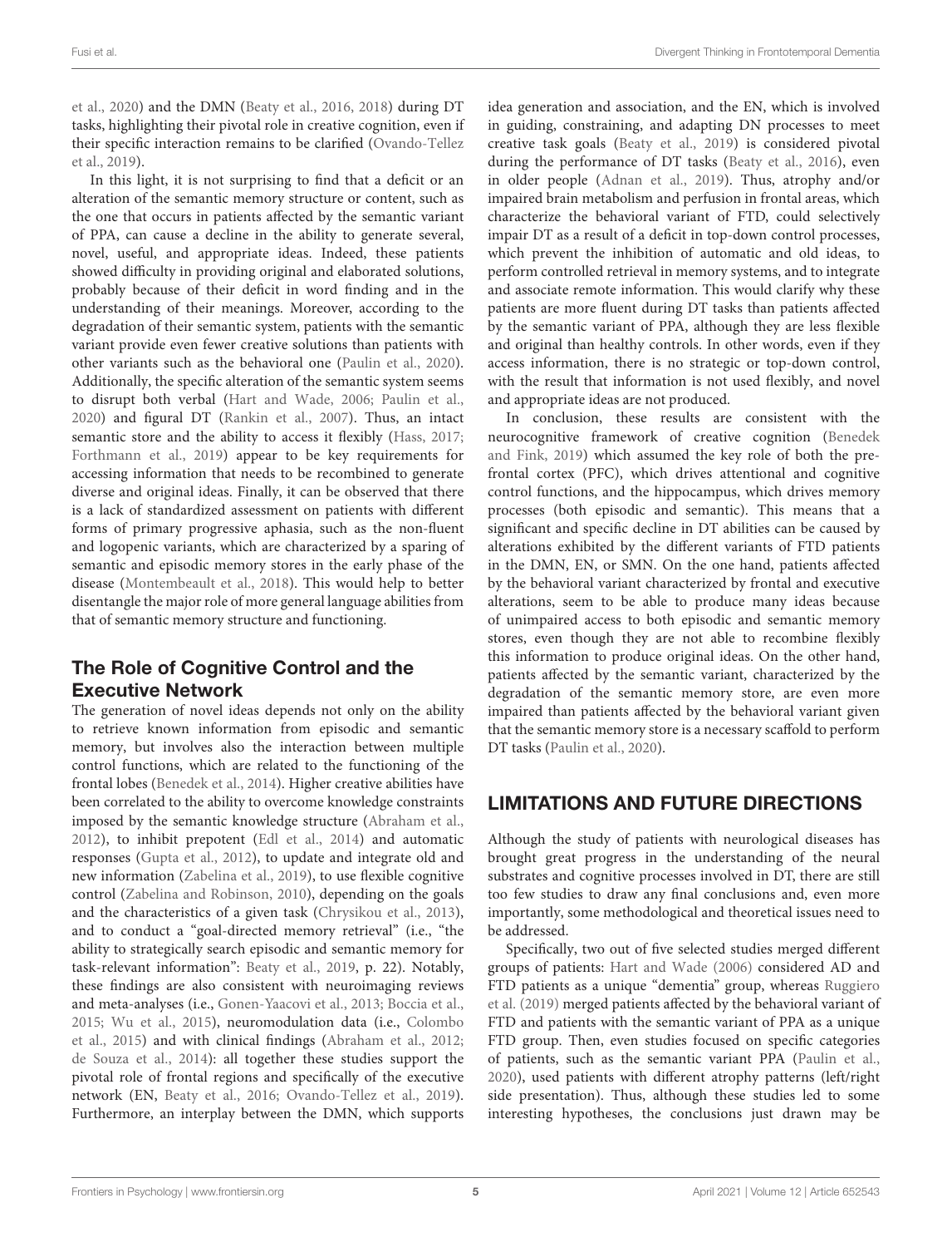et al., 2020) and the DMN (Beaty et al., 2016, 2018) during DT tasks, highlighting their pivotal role in creative cognition, even if their specific interaction remains to be clarified (Ovando-Tellez et al., 2019).

In this light, it is not surprising to find that a deficit or an alteration of the semantic memory structure or content, such as the one that occurs in patients affected by the semantic variant of PPA, can cause a decline in the ability to generate several, novel, useful, and appropriate ideas. Indeed, these patients showed difficulty in providing original and elaborated solutions, probably because of their deficit in word finding and in the understanding of their meanings. Moreover, according to the degradation of their semantic system, patients with the semantic variant provide even fewer creative solutions than patients with other variants such as the behavioral one (Paulin et al., 2020). Additionally, the specific alteration of the semantic system seems to disrupt both verbal (Hart and Wade, 2006; Paulin et al., 2020) and figural DT (Rankin et al., 2007). Thus, an intact semantic store and the ability to access it flexibly (Hass, 2017; Forthmann et al., 2019) appear to be key requirements for accessing information that needs to be recombined to generate diverse and original ideas. Finally, it can be observed that there is a lack of standardized assessment on patients with different forms of primary progressive aphasia, such as the non-fluent and logopenic variants, which are characterized by a sparing of semantic and episodic memory stores in the early phase of the disease (Montembeault et al., 2018). This would help to better disentangle the major role of more general language abilities from that of semantic memory structure and functioning.

## The Role of Cognitive Control and the Executive Network

The generation of novel ideas depends not only on the ability to retrieve known information from episodic and semantic memory, but involves also the interaction between multiple control functions, which are related to the functioning of the frontal lobes (Benedek et al., 2014). Higher creative abilities have been correlated to the ability to overcome knowledge constraints imposed by the semantic knowledge structure (Abraham et al., 2012), to inhibit prepotent (Edl et al., 2014) and automatic responses (Gupta et al., 2012), to update and integrate old and new information (Zabelina et al., 2019), to use flexible cognitive control (Zabelina and Robinson, 2010), depending on the goals and the characteristics of a given task (Chrysikou et al., 2013), and to conduct a "goal-directed memory retrieval" (i.e., "the ability to strategically search episodic and semantic memory for task-relevant information": Beaty et al., 2019, p. 22). Notably, these findings are also consistent with neuroimaging reviews and meta-analyses (i.e., Gonen-Yaacovi et al., 2013; Boccia et al., 2015; Wu et al., 2015), neuromodulation data (i.e., Colombo et al., 2015) and with clinical findings (Abraham et al., 2012; de Souza et al., 2014): all together these studies support the pivotal role of frontal regions and specifically of the executive network (EN, Beaty et al., 2016; Ovando-Tellez et al., 2019). Furthermore, an interplay between the DMN, which supports idea generation and association, and the EN, which is involved in guiding, constraining, and adapting DN processes to meet creative task goals (Beaty et al., 2019) is considered pivotal during the performance of DT tasks (Beaty et al., 2016), even in older people (Adnan et al., 2019). Thus, atrophy and/or impaired brain metabolism and perfusion in frontal areas, which characterize the behavioral variant of FTD, could selectively impair DT as a result of a deficit in top-down control processes, which prevent the inhibition of automatic and old ideas, to perform controlled retrieval in memory systems, and to integrate and associate remote information. This would clarify why these patients are more fluent during DT tasks than patients affected by the semantic variant of PPA, although they are less flexible and original than healthy controls. In other words, even if they access information, there is no strategic or top-down control, with the result that information is not used flexibly, and novel and appropriate ideas are not produced.

In conclusion, these results are consistent with the neurocognitive framework of creative cognition (Benedek and Fink, 2019) which assumed the key role of both the prefrontal cortex (PFC), which drives attentional and cognitive control functions, and the hippocampus, which drives memory processes (both episodic and semantic). This means that a significant and specific decline in DT abilities can be caused by alterations exhibited by the different variants of FTD patients in the DMN, EN, or SMN. On the one hand, patients affected by the behavioral variant characterized by frontal and executive alterations, seem to be able to produce many ideas because of unimpaired access to both episodic and semantic memory stores, even though they are not able to recombine flexibly this information to produce original ideas. On the other hand, patients affected by the semantic variant, characterized by the degradation of the semantic memory store, are even more impaired than patients affected by the behavioral variant given that the semantic memory store is a necessary scaffold to perform DT tasks (Paulin et al., 2020).

# LIMITATIONS AND FUTURE DIRECTIONS

Although the study of patients with neurological diseases has brought great progress in the understanding of the neural substrates and cognitive processes involved in DT, there are still too few studies to draw any final conclusions and, even more importantly, some methodological and theoretical issues need to be addressed.

Specifically, two out of five selected studies merged different groups of patients: Hart and Wade (2006) considered AD and FTD patients as a unique "dementia" group, whereas Ruggiero et al. (2019) merged patients affected by the behavioral variant of FTD and patients with the semantic variant of PPA as a unique FTD group. Then, even studies focused on specific categories of patients, such as the semantic variant PPA (Paulin et al., 2020), used patients with different atrophy patterns (left/right side presentation). Thus, although these studies led to some interesting hypotheses, the conclusions just drawn may be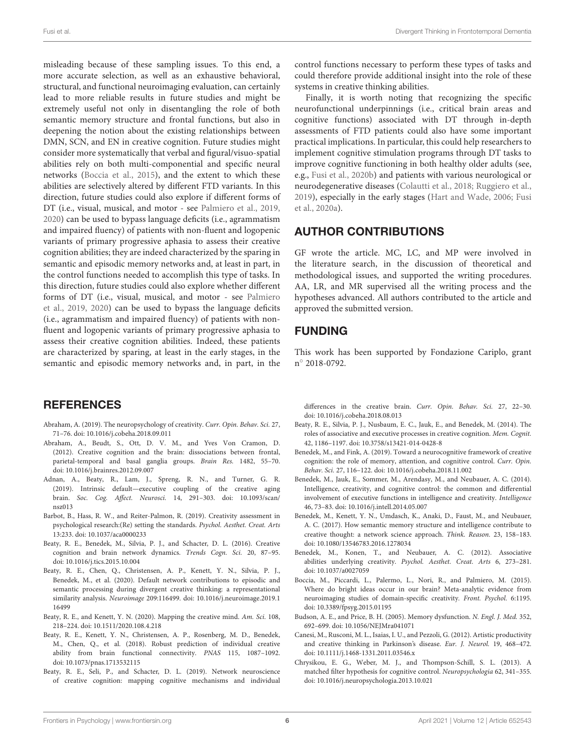misleading because of these sampling issues. To this end, a more accurate selection, as well as an exhaustive behavioral, structural, and functional neuroimaging evaluation, can certainly lead to more reliable results in future studies and might be extremely useful not only in disentangling the role of both semantic memory structure and frontal functions, but also in deepening the notion about the existing relationships between DMN, SCN, and EN in creative cognition. Future studies might consider more systematically that verbal and figural/visuo-spatial abilities rely on both multi-componential and specific neural networks (Boccia et al., 2015), and the extent to which these abilities are selectively altered by different FTD variants. In this direction, future studies could also explore if different forms of DT (i.e., visual, musical, and motor - see Palmiero et al., 2019, 2020) can be used to bypass language deficits (i.e., agrammatism and impaired fluency) of patients with non-fluent and logopenic variants of primary progressive aphasia to assess their creative cognition abilities; they are indeed characterized by the sparing in semantic and episodic memory networks and, at least in part, in the control functions needed to accomplish this type of tasks. In this direction, future studies could also explore whether different forms of DT (i.e., visual, musical, and motor - see Palmiero et al., 2019, 2020) can be used to bypass the language deficits (i.e., agrammatism and impaired fluency) of patients with non-fluent and logopenic variants of primary progressive aphasia to assess their creative cognition abilities. Indeed, these patients are characterized by sparing, at least in the early stages, in the semantic and episodic memory networks and, in part, in the control functions necessary to perform these types of tasks and could therefore provide additional insight into the role of these systems in creative thinking abilities.

Finally, it is worth noting that recognizing the specific neurofunctional underpinnings (i.e., critical brain areas and cognitive functions) associated with DT through in-depth assessments of FTD patients could also have some important practical implications. In particular, this could help researchers to implement cognitive stimulation programs through DT tasks to improve cognitive functioning in both healthy older adults (see, e.g., Fusi et al., 2020b) and patients with various neurological or neurodegenerative diseases (Colautti et al., 2018; Ruggiero et al., 2019), especially in the early stages (Hart and Wade, 2006; Fusi et al., 2020a).

## AUTHOR CONTRIBUTIONS

GF wrote the article. MC, LC, and MP were involved in the literature search, in the discussion of theoretical and methodological issues, and supported the writing procedures. AA, LR, and MR supervised all the writing process and the hypotheses advanced. All authors contributed to the article and approved the submitted version.

## FUNDING

This work has been supported by Fondazione Cariplo, grant n° 2018-0792.

## REFERENCES

Abraham, A. (2019). The neuropsychology of creativity. *Curr. Opin. Behav. Sci.* 27, 71–76. doi: 10.1016/j.cobeha.2018.09.011

Abraham, A., Beudt, S., Ott, D. V. M., and Yves Von Cramon, D. (2012). Creative cognition and the brain: dissociations between frontal, parietal-temporal and basal ganglia groups. *Brain Res.* 1482, 55–70. doi: 10.1016/j.brainres.2012.09.007

Adnan, A., Beaty, R., Lam, J., Spreng, R. N., and Turner, G. R. (2019). Intrinsic default—executive coupling of the creative aging brain. *Soc. Cog. Affect. Neurosci.* 14, 291–303. doi: 10.1093/scan/nsz013

Barbot, B., Hass, R. W., and Reiter-Palmon, R. (2019). Creativity assessment in psychological research:(Re) setting the standards. *Psychol. Aesthet. Creat. Arts* 13:233. doi: 10.1037/aca0000233

Beaty, R. E., Benedek, M., Silvia, P. J., and Schacter, D. L. (2016). Creative cognition and brain network dynamics. *Trends Cogn. Sci.* 20, 87–95. doi: 10.1016/j.tics.2015.10.004

Beaty, R. E., Chen, Q., Christensen, A. P., Kenett, Y. N., Silvia, P. J., Benedek, M., et al. (2020). Default network contributions to episodic and semantic processing during divergent creative thinking: a representational similarity analysis. *Neuroimage* 209:116499. doi: 10.1016/j.neuroimage.2019.116499

Beaty, R. E., and Kenett, Y. N. (2020). Mapping the creative mind. *Am. Sci.* 108, 218–224. doi: 10.1511/2020.108.4.218

Beaty, R. E., Kenett, Y. N., Christensen, A. P., Rosenberg, M. D., Benedek, M., Chen, Q., et al. (2018). Robust prediction of individual creative ability from brain functional connectivity. *PNAS* 115, 1087–1092. doi: 10.1073/pnas.1713532115

Beaty, R. E., Seli, P., and Schacter, D. L. (2019). Network neuroscience of creative cognition: mapping cognitive mechanisms and individual differences in the creative brain. *Curr. Opin. Behav. Sci.* 27, 22–30. doi: 10.1016/j.cobeha.2018.08.013

Beaty, R. E., Silvia, P. J., Nusbaum, E. C., Jauk, E., and Benedek, M. (2014). The roles of associative and executive processes in creative cognition. *Mem. Cognit.* 42, 1186–1197. doi: 10.3758/s13421-014-0428-8

Benedek, M., and Fink, A. (2019). Toward a neurocognitive framework of creative cognition: the role of memory, attention, and cognitive control. *Curr. Opin. Behav. Sci.* 27, 116–122. doi: 10.1016/j.cobeha.2018.11.002

Benedek, M., Jauk, E., Sommer, M., Arendasy, M., and Neubauer, A. C. (2014). Intelligence, creativity, and cognitive control: the common and differential involvement of executive functions in intelligence and creativity. *Intelligence* 46, 73–83. doi: 10.1016/j.intell.2014.05.007

Benedek, M., Kenett, Y. N., Umdasch, K., Anaki, D., Faust, M., and Neubauer, A. C. (2017). How semantic memory structure and intelligence contribute to creative thought: a network science approach. *Think. Reason.* 23, 158–183. doi: 10.1080/13546783.2016.1278034

Benedek, M., Konen, T., and Neubauer, A. C. (2012). Associative abilities underlying creativity. *Psychol. Aesthet. Creat. Arts* 6, 273–281. doi: 10.1037/a0027059

Boccia, M., Piccardi, L., Palermo, L., Nori, R., and Palmiero, M. (2015). Where do bright ideas occur in our brain? Meta-analytic evidence from neuroimaging studies of domain-specific creativity. *Front. Psychol.* 6:1195. doi: 10.3389/fpsyg.2015.01195

Budson, A. E., and Price, B. H. (2005). Memory dysfunction. *N. Engl. J. Med.* 352, 692–699. doi: 10.1056/NEJMra041071

Canesi, M., Rusconi, M. L., Isaias, I. U., and Pezzoli, G. (2012). Artistic productivity and creative thinking in Parkinson's disease. *Eur. J. Neurol.* 19, 468–472. doi: 10.1111/j.1468-1331.2011.03546.x

Chrysikou, E. G., Weber, M. J., and Thompson-Schill, S. L. (2013). A matched filter hypothesis for cognitive control. *Neuropsychologia* 62, 341–355. doi: 10.1016/j.neuropsychologia.2013.10.021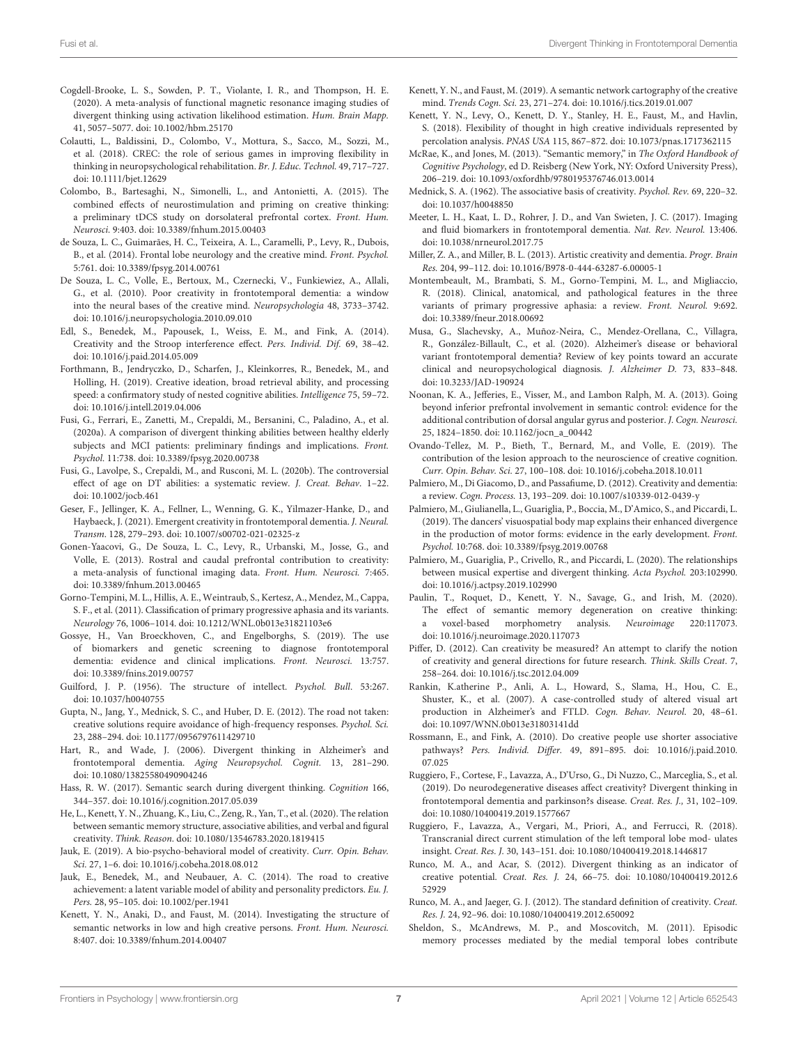Cogdell-Brooke, L. S., Sowden, P. T., Violante, I. R., and Thompson, H. E. (2020). A meta-analysis of functional magnetic resonance imaging studies of divergent thinking using activation likelihood estimation. *Hum. Brain Mapp.* 41, 5057–5077. doi: 10.1002/hbm.25170

Colautti, L., Baldissini, D., Colombo, V., Mottura, S., Sacco, M., Sozzi, M., et al. (2018). CREC: the role of serious games in improving flexibility in thinking in neuropsychological rehabilitation. *Br. J. Educ. Technol.* 49, 717–727. doi: 10.1111/bjet.12629

Colombo, B., Bartesaghi, N., Simonelli, L., and Antonietti, A. (2015). The combined effects of neurostimulation and priming on creative thinking: a preliminary tDCS study on dorsolateral prefrontal cortex. *Front. Hum. Neurosci.* 9:403. doi: 10.3389/fnhum.2015.00403

de Souza, L. C., Guimarães, H. C., Teixeira, A. L., Caramelli, P., Levy, R., Dubois, B., et al. (2014). Frontal lobe neurology and the creative mind. *Front. Psychol.* 5:761. doi: 10.3389/fpsyg.2014.00761

De Souza, L. C., Volle, E., Bertoux, M., Czernecki, V., Funkiewiez, A., Allali, G., et al. (2010). Poor creativity in frontotemporal dementia: a window into the neural bases of the creative mind. *Neuropsychologia* 48, 3733–3742. doi: 10.1016/j.neuropsychologia.2010.09.010

Edl, S., Benedek, M., Papousek, I., Weiss, E. M., and Fink, A. (2014). Creativity and the Stroop interference effect. *Pers. Individ. Dif.* 69, 38–42. doi: 10.1016/j.paid.2014.05.009

Forthmann, B., Jendryczko, D., Scharfen, J., Kleinkorres, R., Benedek, M., and Holling, H. (2019). Creative ideation, broad retrieval ability, and processing speed: a confirmatory study of nested cognitive abilities. *Intelligence* 75, 59–72. doi: 10.1016/j.intell.2019.04.006

Fusi, G., Ferrari, E., Zanetti, M., Crepaldi, M., Bersanini, C., Paladino, A., et al. (2020a). A comparison of divergent thinking abilities between healthy elderly subjects and MCI patients: preliminary findings and implications. *Front. Psychol.* 11:738. doi: 10.3389/fpsyg.2020.00738

Fusi, G., Lavolpe, S., Crepaldi, M., and Rusconi, M. L. (2020b). The controversial effect of age on DT abilities: a systematic review. *J. Creat. Behav*. 1–22. doi: 10.1002/jocb.461

Geser, F., Jellinger, K. A., Fellner, L., Wenning, G. K., Yilmazer-Hanke, D., and Haybaeck, J. (2021). Emergent creativity in frontotemporal dementia. *J. Neural. Transm.* 128, 279–293. doi: 10.1007/s00702-021-02325-z

Gonen-Yaacovi, G., De Souza, L. C., Levy, R., Urbanski, M., Josse, G., and Volle, E. (2013). Rostral and caudal prefrontal contribution to creativity: a meta-analysis of functional imaging data. *Front. Hum. Neurosci.* 7:465. doi: 10.3389/fnhum.2013.00465

Gorno-Tempini, M. L., Hillis, A. E., Weintraub, S., Kertesz, A., Mendez, M., Cappa, S. F., et al. (2011). Classification of primary progressive aphasia and its variants. *Neurology* 76, 1006–1014. doi: 10.1212/WNL.0b013e31821103e6

Gossye, H., Van Broeckhoven, C., and Engelborghs, S. (2019). The use of biomarkers and genetic screening to diagnose frontotemporal dementia: evidence and clinical implications. *Front. Neurosci.* 13:757. doi: 10.3389/fnins.2019.00757

Guilford, J. P. (1956). The structure of intellect. *Psychol. Bull*. 53:267. doi: 10.1037/h0040755

Gupta, N., Jang, Y., Mednick, S. C., and Huber, D. E. (2012). The road not taken: creative solutions require avoidance of high-frequency responses. *Psychol. Sci.* 23, 288–294. doi: 10.1177/0956797611429710

Hart, R., and Wade, J. (2006). Divergent thinking in Alzheimer's and frontotemporal dementia. *Aging Neuropsychol. Cognit.* 13, 281–290. doi: 10.1080/13825580490904246

Hass, R. W. (2017). Semantic search during divergent thinking. *Cognition* 166, 344–357. doi: 10.1016/j.cognition.2017.05.039

He, L., Kenett, Y. N., Zhuang, K., Liu, C., Zeng, R., Yan, T., et al. (2020). The relation between semantic memory structure, associative abilities, and verbal and figural creativity. *Think. Reason*. doi: 10.1080/13546783.2020.1819415

Jauk, E. (2019). A bio-psycho-behavioral model of creativity. *Curr. Opin. Behav. Sci.* 27, 1–6. doi: 10.1016/j.cobeha.2018.08.012

Jauk, E., Benedek, M., and Neubauer, A. C. (2014). The road to creative achievement: a latent variable model of ability and personality predictors. *Eu. J. Pers.* 28, 95–105. doi: 10.1002/per.1941

Kenett, Y. N., Anaki, D., and Faust, M. (2014). Investigating the structure of semantic networks in low and high creative persons. *Front. Hum. Neurosci.* 8:407. doi: 10.3389/fnhum.2014.00407

Kenett, Y. N., and Faust, M. (2019). A semantic network cartography of the creative mind. *Trends Cogn. Sci.* 23, 271–274. doi: 10.1016/j.tics.2019.01.007

Kenett, Y. N., Levy, O., Kenett, D. Y., Stanley, H. E., Faust, M., and Havlin, S. (2018). Flexibility of thought in high creative individuals represented by percolation analysis. *PNAS USA* 115, 867–872. doi: 10.1073/pnas.1717362115

McRae, K., and Jones, M. (2013). "Semantic memory," in *The Oxford Handbook of Cognitive Psychology*, ed D. Reisberg (New York, NY: Oxford University Press), 206–219. doi: 10.1093/oxfordhb/9780195376746.013.0014

Mednick, S. A. (1962). The associative basis of creativity. *Psychol. Rev.* 69, 220–32. doi: 10.1037/h0048850

Meeter, L. H., Kaat, L. D., Rohrer, J. D., and Van Swieten, J. C. (2017). Imaging and fluid biomarkers in frontotemporal dementia. *Nat. Rev. Neurol.* 13:406. doi: 10.1038/nrneurol.2017.75

Miller, Z. A., and Miller, B. L. (2013). Artistic creativity and dementia. *Progr. Brain Res.* 204, 99–112. doi: 10.1016/B978-0-444-63287-6.00005-1

Montembeault, M., Brambati, S. M., Gorno-Tempini, M. L., and Migliaccio, R. (2018). Clinical, anatomical, and pathological features in the three variants of primary progressive aphasia: a review. *Front. Neurol.* 9:692. doi: 10.3389/fneur.2018.00692

Musa, G., Slachevsky, A., Muñoz-Neira, C., Mendez-Orellana, C., Villagra, R., González-Billault, C., et al. (2020). Alzheimer's disease or behavioral variant frontotemporal dementia? Review of key points toward an accurate clinical and neuropsychological diagnosis. *J. Alzheimer D.* 73, 833–848. doi: 10.3233/JAD-190924

Noonan, K. A., Jefferies, E., Visser, M., and Lambon Ralph, M. A. (2013). Going beyond inferior prefrontal involvement in semantic control: evidence for the additional contribution of dorsal angular gyrus and posterior. *J. Cogn. Neurosci.* 25, 1824–1850. doi: 10.1162/jocn_a_00442

Ovando-Tellez, M. P., Bieth, T., Bernard, M., and Volle, E. (2019). The contribution of the lesion approach to the neuroscience of creative cognition. *Curr. Opin. Behav. Sci.* 27, 100–108. doi: 10.1016/j.cobeha.2018.10.011

Palmiero, M., Di Giacomo, D., and Passafiume, D. (2012). Creativity and dementia: a review. *Cogn. Process.* 13, 193–209. doi: 10.1007/s10339-012-0439-y

Palmiero, M., Giulianella, L., Guariglia, P., Boccia, M., D'Amico, S., and Piccardi, L. (2019). The dancers' visuospatial body map explains their enhanced divergence in the production of motor forms: evidence in the early development. *Front. Psychol.* 10:768. doi: 10.3389/fpsyg.2019.00768

Palmiero, M., Guariglia, P., Crivello, R., and Piccardi, L. (2020). The relationships between musical expertise and divergent thinking. *Acta Psychol.* 203:102990. doi: 10.1016/j.actpsy.2019.102990

Paulin, T., Roquet, D., Kenett, Y. N., Savage, G., and Irish, M. (2020). The effect of semantic memory degeneration on creative thinking: a voxel-based morphometry analysis. *Neuroimage* 220:117073. doi: 10.1016/j.neuroimage.2020.117073

Piffer, D. (2012). Can creativity be measured? An attempt to clarify the notion of creativity and general directions for future research. *Think. Skills Creat*. 7, 258–264. doi: 10.1016/j.tsc.2012.04.009

Rankin, K.atherine P., Anli, A. L., Howard, S., Slama, H., Hou, C. E., Shuster, K., et al. (2007). A case-controlled study of altered visual art production in Alzheimer's and FTLD. *Cogn. Behav. Neurol.* 20, 48–61. doi: 10.1097/WNN.0b013e31803141dd

Rossmann, E., and Fink, A. (2010). Do creative people use shorter associative pathways? *Pers. Individ. Differ.* 49, 891–895. doi: 10.1016/j.paid.2010.07.025

Ruggiero, F., Cortese, F., Lavazza, A., D'Urso, G., Di Nuzzo, C., Marceglia, S., et al. (2019). Do neurodegenerative diseases affect creativity? Divergent thinking in frontotemporal dementia and parkinson?s disease. *Creat. Res. J.*, 31, 102–109. doi: 10.1080/10400419.2019.1577667

Ruggiero, F., Lavazza, A., Vergari, M., Priori, A., and Ferrucci, R. (2018). Transcranial direct current stimulation of the left temporal lobe mod- ulates insight. *Creat. Res. J.* 30, 143–151. doi: 10.1080/10400419.2018.1446817

Runco, M. A., and Acar, S. (2012). Divergent thinking as an indicator of creative potential. *Creat. Res. J.* 24, 66–75. doi: 10.1080/10400419.2012.652929

Runco, M. A., and Jaeger, G. J. (2012). The standard definition of creativity. *Creat. Res. J.* 24, 92–96. doi: 10.1080/10400419.2012.650092

Sheldon, S., McAndrews, M. P., and Moscovitch, M. (2011). Episodic memory processes mediated by the medial temporal lobes contribute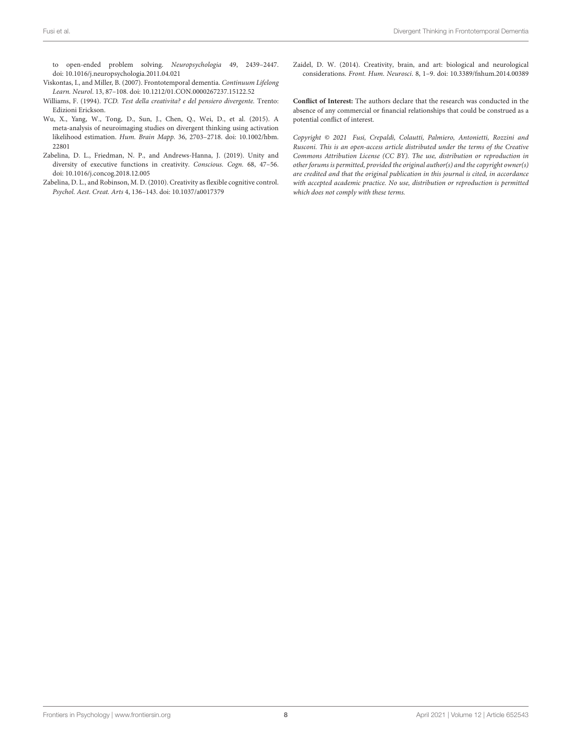to open-ended problem solving. *Neuropsychologia* 49, 2439–2447. doi: 10.1016/j.neuropsychologia.2011.04.021

Viskontas, I., and Miller, B. (2007). Frontotemporal dementia. *Continuum Lifelong Learn. Neurol*. 13, 87–108. doi: 10.1212/01.CON.0000267237.15122.52

Williams, F. (1994). *TCD. Test della creativita? e del pensiero divergente*. Trento: Edizioni Erickson.

Wu, X., Yang, W., Tong, D., Sun, J., Chen, Q., Wei, D., et al. (2015). A meta-analysis of neuroimaging studies on divergent thinking using activation likelihood estimation. *Hum. Brain Mapp*. 36, 2703–2718. doi: 10.1002/hbm.22801

Zabelina, D. L., Friedman, N. P., and Andrews-Hanna, J. (2019). Unity and diversity of executive functions in creativity. *Conscious. Cogn*. 68, 47–56. doi: 10.1016/j.concog.2018.12.005

Zabelina, D. L., and Robinson, M. D. (2010). Creativity as flexible cognitive control. *Psychol. Aest. Creat. Arts* 4, 136–143. doi: 10.1037/a0017379

Zaidel, D. W. (2014). Creativity, brain, and art: biological and neurological considerations. *Front. Hum. Neurosci*. 8, 1–9. doi: 10.3389/fnhum.2014.00389

**Conflict of Interest:** The authors declare that the research was conducted in the absence of any commercial or financial relationships that could be construed as a potential conflict of interest.

*Copyright © 2021 Fusi, Crepaldi, Colautti, Palmiero, Antonietti, Rozzini and Rusconi. This is an open-access article distributed under the terms of the Creative Commons Attribution License (CC BY). The use, distribution or reproduction in other forums is permitted, provided the original author(s) and the copyright owner(s) are credited and that the original publication in this journal is cited, in accordance with accepted academic practice. No use, distribution or reproduction is permitted which does not comply with these terms.*